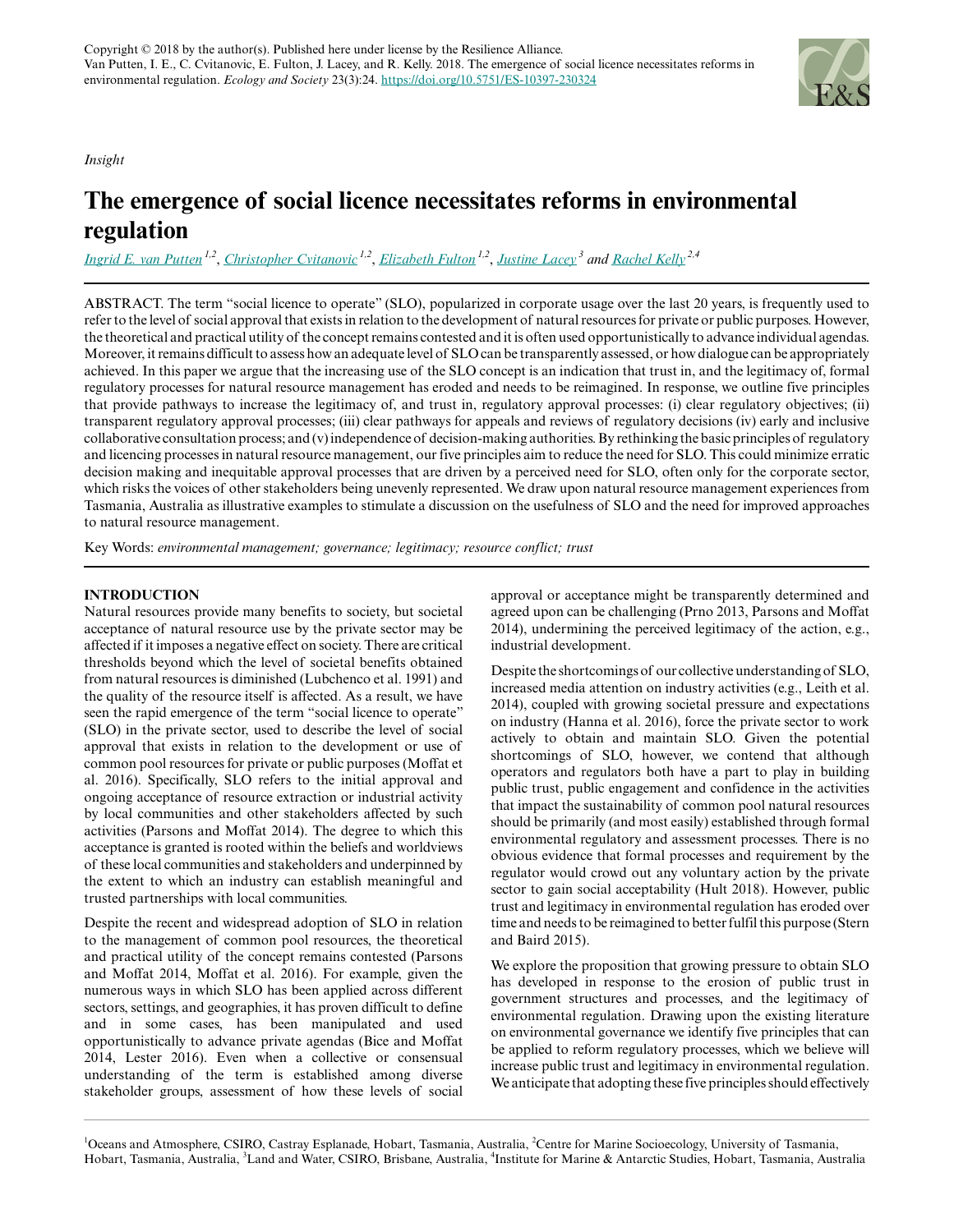Copyright © 2018 by the author(s). Published here under license by the Resilience Alliance.
Van Putten, I. E., C. Cvitanovic, E. Fulton, J. Lacey, and R. Kelly. 2018. The emergence of social licence necessitates reforms in environmental regulation. *Ecology and Society* 23(3):24. https://doi.org/10.5751/ES-10397-230324

*Insight*

# The emergence of social licence necessitates reforms in environmental regulation

*Ingrid E. van Putten*[1,2], *Christopher Cvitanovic*[1,2], *Elizabeth Fulton*[1,2], *Justine Lacey*[3] and *Rachel Kelly*[2,4]

ABSTRACT. The term "social licence to operate" (SLO), popularized in corporate usage over the last 20 years, is frequently used to refer to the level of social approval that exists in relation to the development of natural resources for private or public purposes. However, the theoretical and practical utility of the concept remains contested and it is often used opportunistically to advance individual agendas. Moreover, it remains difficult to assess how an adequate level of SLO can be transparently assessed, or how dialogue can be appropriately achieved. In this paper we argue that the increasing use of the SLO concept is an indication that trust in, and the legitimacy of, formal regulatory processes for natural resource management has eroded and needs to be reimagined. In response, we outline five principles that provide pathways to increase the legitimacy of, and trust in, regulatory approval processes: (i) clear regulatory objectives; (ii) transparent regulatory approval processes; (iii) clear pathways for appeals and reviews of regulatory decisions (iv) early and inclusive collaborative consultation process; and (v) independence of decision-making authorities. By rethinking the basic principles of regulatory and licencing processes in natural resource management, our five principles aim to reduce the need for SLO. This could minimize erratic decision making and inequitable approval processes that are driven by a perceived need for SLO, often only for the corporate sector, which risks the voices of other stakeholders being unevenly represented. We draw upon natural resource management experiences from Tasmania, Australia as illustrative examples to stimulate a discussion on the usefulness of SLO and the need for improved approaches to natural resource management.

Key Words: *environmental management; governance; legitimacy; resource conflict; trust*

## INTRODUCTION

Natural resources provide many benefits to society, but societal acceptance of natural resource use by the private sector may be affected if it imposes a negative effect on society. There are critical thresholds beyond which the level of societal benefits obtained from natural resources is diminished (Lubchenco et al. 1991) and the quality of the resource itself is affected. As a result, we have seen the rapid emergence of the term "social licence to operate" (SLO) in the private sector, used to describe the level of social approval that exists in relation to the development or use of common pool resources for private or public purposes (Moffat et al. 2016). Specifically, SLO refers to the initial approval and ongoing acceptance of resource extraction or industrial activity by local communities and other stakeholders affected by such activities (Parsons and Moffat 2014). The degree to which this acceptance is granted is rooted within the beliefs and worldviews of these local communities and stakeholders and underpinned by the extent to which an industry can establish meaningful and trusted partnerships with local communities.

Despite the recent and widespread adoption of SLO in relation to the management of common pool resources, the theoretical and practical utility of the concept remains contested (Parsons and Moffat 2014, Moffat et al. 2016). For example, given the numerous ways in which SLO has been applied across different sectors, settings, and geographies, it has proven difficult to define and in some cases, has been manipulated and used opportunistically to advance private agendas (Bice and Moffat 2014, Lester 2016). Even when a collective or consensual understanding of the term is established among diverse stakeholder groups, assessment of how these levels of social approval or acceptance might be transparently determined and agreed upon can be challenging (Prno 2013, Parsons and Moffat 2014), undermining the perceived legitimacy of the action, e.g., industrial development.

Despite the shortcomings of our collective understanding of SLO, increased media attention on industry activities (e.g., Leith et al. 2014), coupled with growing societal pressure and expectations on industry (Hanna et al. 2016), force the private sector to work actively to obtain and maintain SLO. Given the potential shortcomings of SLO, however, we contend that although operators and regulators both have a part to play in building public trust, public engagement and confidence in the activities that impact the sustainability of common pool natural resources should be primarily (and most easily) established through formal environmental regulatory and assessment processes. There is no obvious evidence that formal processes and requirement by the regulator would crowd out any voluntary action by the private sector to gain social acceptability (Hult 2018). However, public trust and legitimacy in environmental regulation has eroded over time and needs to be reimagined to better fulfil this purpose (Stern and Baird 2015).

We explore the proposition that growing pressure to obtain SLO has developed in response to the erosion of public trust in government structures and processes, and the legitimacy of environmental regulation. Drawing upon the existing literature on environmental governance we identify five principles that can be applied to reform regulatory processes, which we believe will increase public trust and legitimacy in environmental regulation. We anticipate that adopting these five principles should effectively

[1]Oceans and Atmosphere, CSIRO, Castray Esplanade, Hobart, Tasmania, Australia, [2]Centre for Marine Socioecology, University of Tasmania, Hobart, Tasmania, Australia, [3]Land and Water, CSIRO, Brisbane, Australia, [4]Institute for Marine & Antarctic Studies, Hobart, Tasmania, Australia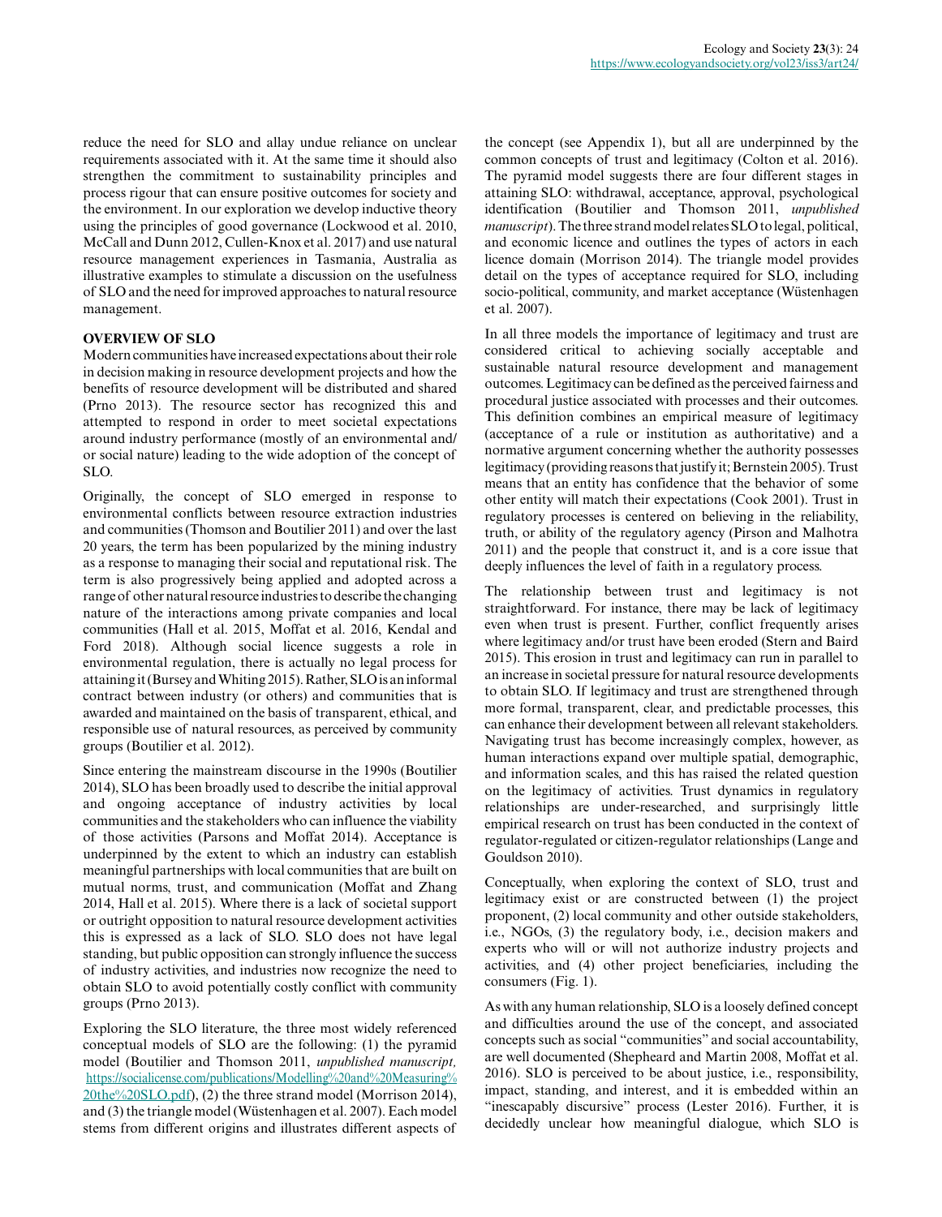reduce the need for SLO and allay undue reliance on unclear requirements associated with it. At the same time it should also strengthen the commitment to sustainability principles and process rigour that can ensure positive outcomes for society and the environment. In our exploration we develop inductive theory using the principles of good governance (Lockwood et al. 2010, McCall and Dunn 2012, Cullen-Knox et al. 2017) and use natural resource management experiences in Tasmania, Australia as illustrative examples to stimulate a discussion on the usefulness of SLO and the need for improved approaches to natural resource management.

## OVERVIEW OF SLO

Modern communities have increased expectations about their role in decision making in resource development projects and how the benefits of resource development will be distributed and shared (Prno 2013). The resource sector has recognized this and attempted to respond in order to meet societal expectations around industry performance (mostly of an environmental and/or social nature) leading to the wide adoption of the concept of SLO.

Originally, the concept of SLO emerged in response to environmental conflicts between resource extraction industries and communities (Thomson and Boutilier 2011) and over the last 20 years, the term has been popularized by the mining industry as a response to managing their social and reputational risk. The term is also progressively being applied and adopted across a range of other natural resource industries to describe the changing nature of the interactions among private companies and local communities (Hall et al. 2015, Moffat et al. 2016, Kendal and Ford 2018). Although social licence suggests a role in environmental regulation, there is actually no legal process for attaining it (Bursey and Whiting 2015). Rather, SLO is an informal contract between industry (or others) and communities that is awarded and maintained on the basis of transparent, ethical, and responsible use of natural resources, as perceived by community groups (Boutilier et al. 2012).

Since entering the mainstream discourse in the 1990s (Boutilier 2014), SLO has been broadly used to describe the initial approval and ongoing acceptance of industry activities by local communities and the stakeholders who can influence the viability of those activities (Parsons and Moffat 2014). Acceptance is underpinned by the extent to which an industry can establish meaningful partnerships with local communities that are built on mutual norms, trust, and communication (Moffat and Zhang 2014, Hall et al. 2015). Where there is a lack of societal support or outright opposition to natural resource development activities this is expressed as a lack of SLO. SLO does not have legal standing, but public opposition can strongly influence the success of industry activities, and industries now recognize the need to obtain SLO to avoid potentially costly conflict with community groups (Prno 2013).

Exploring the SLO literature, the three most widely referenced conceptual models of SLO are the following: (1) the pyramid model (Boutilier and Thomson 2011, *unpublished manuscript,* https://socialicense.com/publications/Modelling%20and%20Measuring%20the%20SLO.pdf), (2) the three strand model (Morrison 2014), and (3) the triangle model (Wüstenhagen et al. 2007). Each model stems from different origins and illustrates different aspects of the concept (see Appendix 1), but all are underpinned by the common concepts of trust and legitimacy (Colton et al. 2016). The pyramid model suggests there are four different stages in attaining SLO: withdrawal, acceptance, approval, psychological identification (Boutilier and Thomson 2011, *unpublished manuscript*). The three strand model relates SLO to legal, political, and economic licence and outlines the types of actors in each licence domain (Morrison 2014). The triangle model provides detail on the types of acceptance required for SLO, including socio-political, community, and market acceptance (Wüstenhagen et al. 2007).

In all three models the importance of legitimacy and trust are considered critical to achieving socially acceptable and sustainable natural resource development and management outcomes. Legitimacy can be defined as the perceived fairness and procedural justice associated with processes and their outcomes. This definition combines an empirical measure of legitimacy (acceptance of a rule or institution as authoritative) and a normative argument concerning whether the authority possesses legitimacy (providing reasons that justify it; Bernstein 2005). Trust means that an entity has confidence that the behavior of some other entity will match their expectations (Cook 2001). Trust in regulatory processes is centered on believing in the reliability, truth, or ability of the regulatory agency (Pirson and Malhotra 2011) and the people that construct it, and is a core issue that deeply influences the level of faith in a regulatory process.

The relationship between trust and legitimacy is not straightforward. For instance, there may be lack of legitimacy even when trust is present. Further, conflict frequently arises where legitimacy and/or trust have been eroded (Stern and Baird 2015). This erosion in trust and legitimacy can run in parallel to an increase in societal pressure for natural resource developments to obtain SLO. If legitimacy and trust are strengthened through more formal, transparent, clear, and predictable processes, this can enhance their development between all relevant stakeholders. Navigating trust has become increasingly complex, however, as human interactions expand over multiple spatial, demographic, and information scales, and this has raised the related question on the legitimacy of activities. Trust dynamics in regulatory relationships are under-researched, and surprisingly little empirical research on trust has been conducted in the context of regulator-regulated or citizen-regulator relationships (Lange and Gouldson 2010).

Conceptually, when exploring the context of SLO, trust and legitimacy exist or are constructed between (1) the project proponent, (2) local community and other outside stakeholders, i.e., NGOs, (3) the regulatory body, i.e., decision makers and experts who will or will not authorize industry projects and activities, and (4) other project beneficiaries, including the consumers (Fig. 1).

As with any human relationship, SLO is a loosely defined concept and difficulties around the use of the concept, and associated concepts such as social "communities" and social accountability, are well documented (Shepheard and Martin 2008, Moffat et al. 2016). SLO is perceived to be about justice, i.e., responsibility, impact, standing, and interest, and it is embedded within an "inescapably discursive" process (Lester 2016). Further, it is decidedly unclear how meaningful dialogue, which SLO is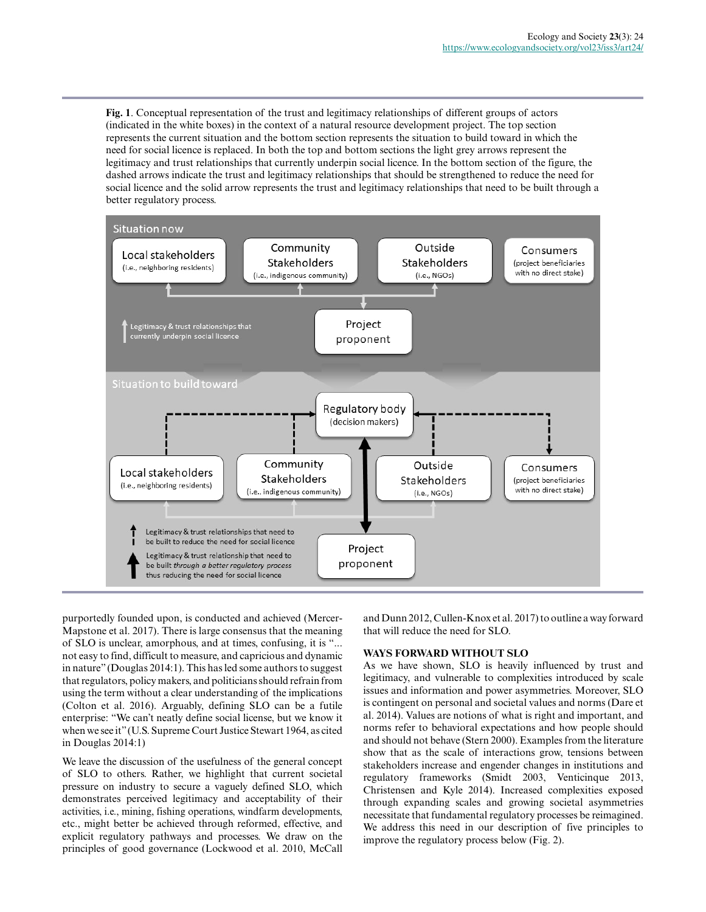**Fig. 1**. Conceptual representation of the trust and legitimacy relationships of different groups of actors (indicated in the white boxes) in the context of a natural resource development project. The top section represents the current situation and the bottom section represents the situation to build toward in which the need for social licence is replaced. In both the top and bottom sections the light grey arrows represent the legitimacy and trust relationships that currently underpin social licence. In the bottom section of the figure, the dashed arrows indicate the trust and legitimacy relationships that should be strengthened to reduce the need for social licence and the solid arrow represents the trust and legitimacy relationships that need to be built through a better regulatory process.

purportedly founded upon, is conducted and achieved (Mercer-Mapstone et al. 2017). There is large consensus that the meaning of SLO is unclear, amorphous, and at times, confusing, it is "... not easy to find, difficult to measure, and capricious and dynamic in nature" (Douglas 2014:1). This has led some authors to suggest that regulators, policy makers, and politicians should refrain from using the term without a clear understanding of the implications (Colton et al. 2016). Arguably, defining SLO can be a futile enterprise: "We can't neatly define social license, but we know it when we see it" (U.S. Supreme Court Justice Stewart 1964, as cited in Douglas 2014:1)

We leave the discussion of the usefulness of the general concept of SLO to others. Rather, we highlight that current societal pressure on industry to secure a vaguely defined SLO, which demonstrates perceived legitimacy and acceptability of their activities, i.e., mining, fishing operations, windfarm developments, etc., might better be achieved through reformed, effective, and explicit regulatory pathways and processes. We draw on the principles of good governance (Lockwood et al. 2010, McCall and Dunn 2012, Cullen-Knox et al. 2017) to outline a way forward that will reduce the need for SLO.

## WAYS FORWARD WITHOUT SLO

As we have shown, SLO is heavily influenced by trust and legitimacy, and vulnerable to complexities introduced by scale issues and information and power asymmetries. Moreover, SLO is contingent on personal and societal values and norms (Dare et al. 2014). Values are notions of what is right and important, and norms refer to behavioral expectations and how people should and should not behave (Stern 2000). Examples from the literature show that as the scale of interactions grow, tensions between stakeholders increase and engender changes in institutions and regulatory frameworks (Smidt 2003, Venticinque 2013, Christensen and Kyle 2014). Increased complexities exposed through expanding scales and growing societal asymmetries necessitate that fundamental regulatory processes be reimagined. We address this need in our description of five principles to improve the regulatory process below (Fig. 2).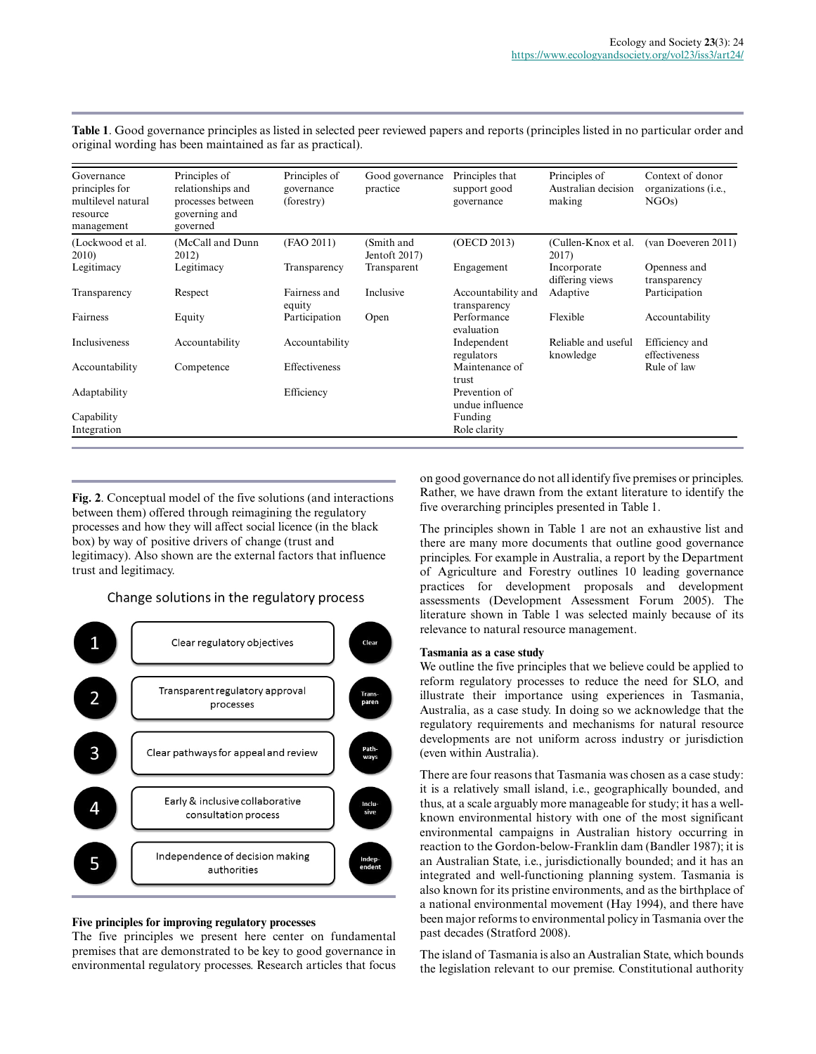**Table 1**. Good governance principles as listed in selected peer reviewed papers and reports (principles listed in no particular order and original wording has been maintained as far as practical).

| Governance principles for multilevel natural resource management | Principles of relationships and processes between governing and governed | Principles of governance (forestry) | Good governance practice | Principles that support good governance | Principles of Australian decision making | Context of donor organizations (i.e., NGOs) |
|---|---|---|---|---|---|---|
| (Lockwood et al. 2010) | (McCall and Dunn 2012) | (FAO 2011) | (Smith and Jentoft 2017) | (OECD 2013) | (Cullen-Knox et al. 2017) | (van Doeveren 2011) |
| Legitimacy | Legitimacy | Transparency | Transparent | Engagement | Incorporate differing views | Openness and transparency |
| Transparency | Respect | Fairness and equity | Inclusive | Accountability and transparency | Adaptive | Participation |
| Fairness | Equity | Participation | Open | Performance evaluation | Flexible | Accountability |
| Inclusiveness | Accountability | Accountability | | Independent regulators | Reliable and useful knowledge | Efficiency and effectiveness |
| Accountability | Competence | Effectiveness | | Maintenance of trust | | Rule of law |
| Adaptability | | Efficiency | | Prevention of undue influence | | |
| Capability | | | | Funding | | |
| Integration | | | | Role clarity | | |

**Fig. 2**. Conceptual model of the five solutions (and interactions between them) offered through reimagining the regulatory processes and how they will affect social licence (in the black box) by way of positive drivers of change (trust and legitimacy). Also shown are the external factors that influence trust and legitimacy.

Change solutions in the regulatory process

1. Clear regulatory objectives (Clear)
2. Transparent regulatory approval processes (Transparen)
3. Clear pathways for appeal and review (Pathways)
4. Early & inclusive collaborative consultation process (Inclusive)
5. Independence of decision making authorities (Independent)

### Five principles for improving regulatory processes

The five principles we present here center on fundamental premises that are demonstrated to be key to good governance in environmental regulatory processes. Research articles that focus on good governance do not all identify five premises or principles. Rather, we have drawn from the extant literature to identify the five overarching principles presented in Table 1.

The principles shown in Table 1 are not an exhaustive list and there are many more documents that outline good governance principles. For example in Australia, a report by the Department of Agriculture and Forestry outlines 10 leading governance practices for development proposals and development assessments (Development Assessment Forum 2005). The literature shown in Table 1 was selected mainly because of its relevance to natural resource management.

### Tasmania as a case study

We outline the five principles that we believe could be applied to reform regulatory processes to reduce the need for SLO, and illustrate their importance using experiences in Tasmania, Australia, as a case study. In doing so we acknowledge that the regulatory requirements and mechanisms for natural resource developments are not uniform across industry or jurisdiction (even within Australia).

There are four reasons that Tasmania was chosen as a case study: it is a relatively small island, i.e., geographically bounded, and thus, at a scale arguably more manageable for study; it has a well-known environmental history with one of the most significant environmental campaigns in Australian history occurring in reaction to the Gordon-below-Franklin dam (Bandler 1987); it is an Australian State, i.e., jurisdictionally bounded; and it has an integrated and well-functioning planning system. Tasmania is also known for its pristine environments, and as the birthplace of a national environmental movement (Hay 1994), and there have been major reforms to environmental policy in Tasmania over the past decades (Stratford 2008).

The island of Tasmania is also an Australian State, which bounds the legislation relevant to our premise. Constitutional authority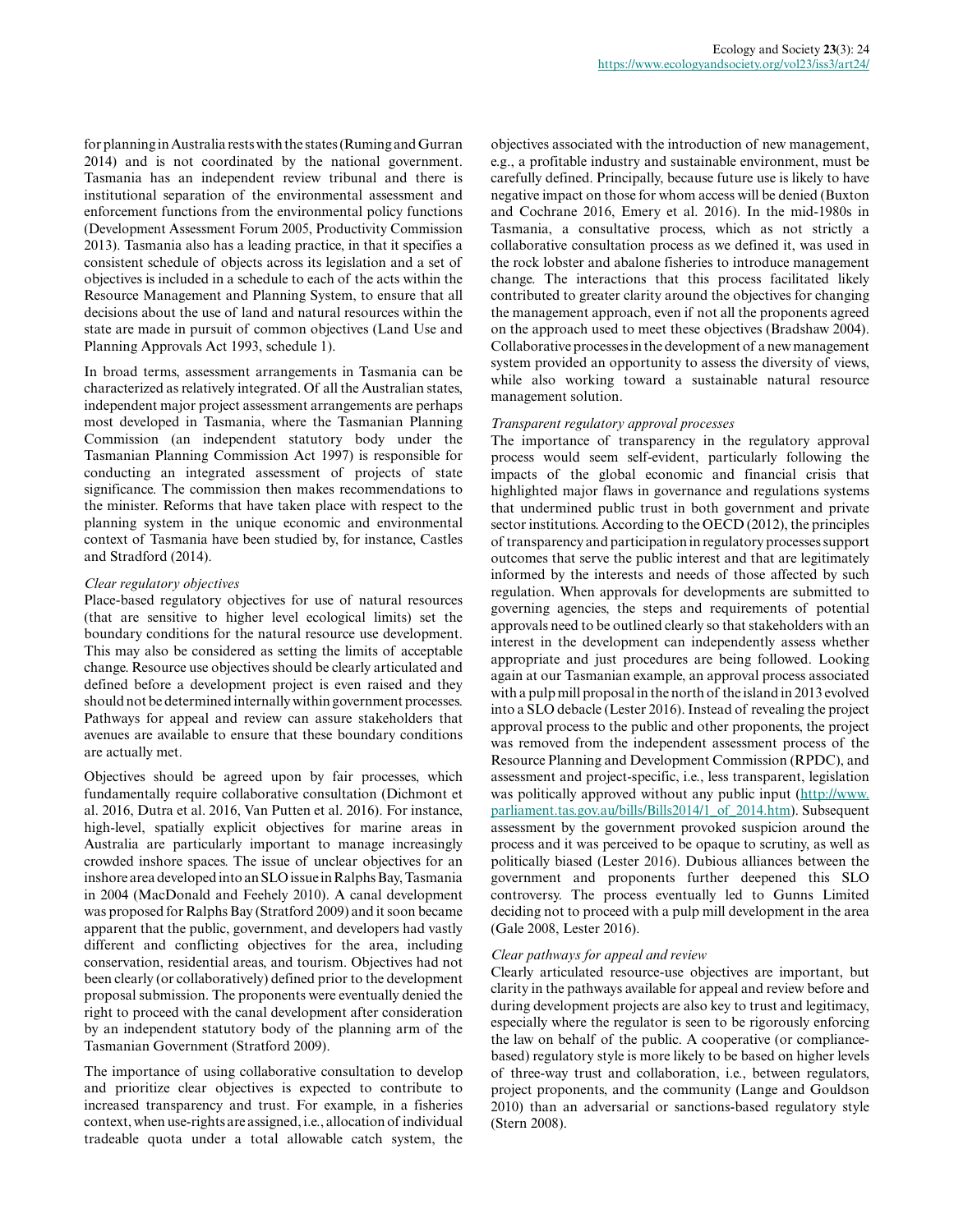for planning in Australia rests with the states (Ruming and Gurran 2014) and is not coordinated by the national government. Tasmania has an independent review tribunal and there is institutional separation of the environmental assessment and enforcement functions from the environmental policy functions (Development Assessment Forum 2005, Productivity Commission 2013). Tasmania also has a leading practice, in that it specifies a consistent schedule of objects across its legislation and a set of objectives is included in a schedule to each of the acts within the Resource Management and Planning System, to ensure that all decisions about the use of land and natural resources within the state are made in pursuit of common objectives (Land Use and Planning Approvals Act 1993, schedule 1).

In broad terms, assessment arrangements in Tasmania can be characterized as relatively integrated. Of all the Australian states, independent major project assessment arrangements are perhaps most developed in Tasmania, where the Tasmanian Planning Commission (an independent statutory body under the Tasmanian Planning Commission Act 1997) is responsible for conducting an integrated assessment of projects of state significance. The commission then makes recommendations to the minister. Reforms that have taken place with respect to the planning system in the unique economic and environmental context of Tasmania have been studied by, for instance, Castles and Stradford (2014).

### *Clear regulatory objectives*

Place-based regulatory objectives for use of natural resources (that are sensitive to higher level ecological limits) set the boundary conditions for the natural resource use development. This may also be considered as setting the limits of acceptable change. Resource use objectives should be clearly articulated and defined before a development project is even raised and they should not be determined internally within government processes. Pathways for appeal and review can assure stakeholders that avenues are available to ensure that these boundary conditions are actually met.

Objectives should be agreed upon by fair processes, which fundamentally require collaborative consultation (Dichmont et al. 2016, Dutra et al. 2016, Van Putten et al. 2016). For instance, high-level, spatially explicit objectives for marine areas in Australia are particularly important to manage increasingly crowded inshore spaces. The issue of unclear objectives for an inshore area developed into an SLO issue in Ralphs Bay, Tasmania in 2004 (MacDonald and Feehely 2010). A canal development was proposed for Ralphs Bay (Stratford 2009) and it soon became apparent that the public, government, and developers had vastly different and conflicting objectives for the area, including conservation, residential areas, and tourism. Objectives had not been clearly (or collaboratively) defined prior to the development proposal submission. The proponents were eventually denied the right to proceed with the canal development after consideration by an independent statutory body of the planning arm of the Tasmanian Government (Stratford 2009).

The importance of using collaborative consultation to develop and prioritize clear objectives is expected to contribute to increased transparency and trust. For example, in a fisheries context, when use-rights are assigned, i.e., allocation of individual tradeable quota under a total allowable catch system, the objectives associated with the introduction of new management, e.g., a profitable industry and sustainable environment, must be carefully defined. Principally, because future use is likely to have negative impact on those for whom access will be denied (Buxton and Cochrane 2016, Emery et al. 2016). In the mid-1980s in Tasmania, a consultative process, which as not strictly a collaborative consultation process as we defined it, was used in the rock lobster and abalone fisheries to introduce management change. The interactions that this process facilitated likely contributed to greater clarity around the objectives for changing the management approach, even if not all the proponents agreed on the approach used to meet these objectives (Bradshaw 2004). Collaborative processes in the development of a new management system provided an opportunity to assess the diversity of views, while also working toward a sustainable natural resource management solution.

### *Transparent regulatory approval processes*

The importance of transparency in the regulatory approval process would seem self-evident, particularly following the impacts of the global economic and financial crisis that highlighted major flaws in governance and regulations systems that undermined public trust in both government and private sector institutions. According to the OECD (2012), the principles of transparency and participation in regulatory processes support outcomes that serve the public interest and that are legitimately informed by the interests and needs of those affected by such regulation. When approvals for developments are submitted to governing agencies, the steps and requirements of potential approvals need to be outlined clearly so that stakeholders with an interest in the development can independently assess whether appropriate and just procedures are being followed. Looking again at our Tasmanian example, an approval process associated with a pulp mill proposal in the north of the island in 2013 evolved into a SLO debacle (Lester 2016). Instead of revealing the project approval process to the public and other proponents, the project was removed from the independent assessment process of the Resource Planning and Development Commission (RPDC), and assessment and project-specific, i.e., less transparent, legislation was politically approved without any public input (http://www.parliament.tas.gov.au/bills/Bills2014/1_of_2014.htm). Subsequent assessment by the government provoked suspicion around the process and it was perceived to be opaque to scrutiny, as well as politically biased (Lester 2016). Dubious alliances between the government and proponents further deepened this SLO controversy. The process eventually led to Gunns Limited deciding not to proceed with a pulp mill development in the area (Gale 2008, Lester 2016).

### *Clear pathways for appeal and review*

Clearly articulated resource-use objectives are important, but clarity in the pathways available for appeal and review before and during development projects are also key to trust and legitimacy, especially where the regulator is seen to be rigorously enforcing the law on behalf of the public. A cooperative (or compliance-based) regulatory style is more likely to be based on higher levels of three-way trust and collaboration, i.e., between regulators, project proponents, and the community (Lange and Gouldson 2010) than an adversarial or sanctions-based regulatory style (Stern 2008).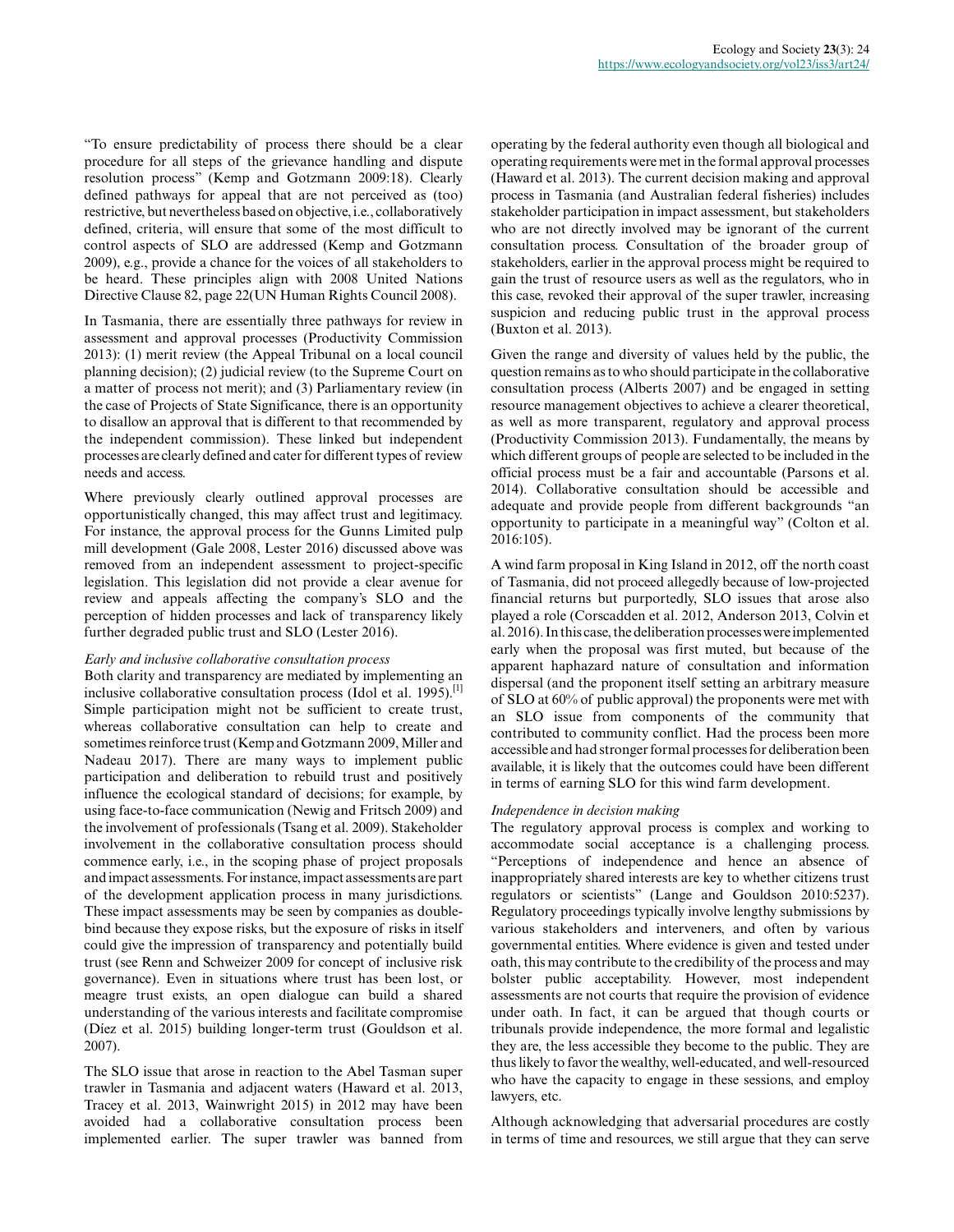"To ensure predictability of process there should be a clear procedure for all steps of the grievance handling and dispute resolution process" (Kemp and Gotzmann 2009:18). Clearly defined pathways for appeal that are not perceived as (too) restrictive, but nevertheless based on objective, i.e., collaboratively defined, criteria, will ensure that some of the most difficult to control aspects of SLO are addressed (Kemp and Gotzmann 2009), e.g., provide a chance for the voices of all stakeholders to be heard. These principles align with 2008 United Nations Directive Clause 82, page 22(UN Human Rights Council 2008).

In Tasmania, there are essentially three pathways for review in assessment and approval processes (Productivity Commission 2013): (1) merit review (the Appeal Tribunal on a local council planning decision); (2) judicial review (to the Supreme Court on a matter of process not merit); and (3) Parliamentary review (in the case of Projects of State Significance, there is an opportunity to disallow an approval that is different to that recommended by the independent commission). These linked but independent processes are clearly defined and cater for different types of review needs and access.

Where previously clearly outlined approval processes are opportunistically changed, this may affect trust and legitimacy. For instance, the approval process for the Gunns Limited pulp mill development (Gale 2008, Lester 2016) discussed above was removed from an independent assessment to project-specific legislation. This legislation did not provide a clear avenue for review and appeals affecting the company's SLO and the perception of hidden processes and lack of transparency likely further degraded public trust and SLO (Lester 2016).

*Early and inclusive collaborative consultation process*

Both clarity and transparency are mediated by implementing an inclusive collaborative consultation process (Idol et al. 1995).[1] Simple participation might not be sufficient to create trust, whereas collaborative consultation can help to create and sometimes reinforce trust (Kemp and Gotzmann 2009, Miller and Nadeau 2017). There are many ways to implement public participation and deliberation to rebuild trust and positively influence the ecological standard of decisions; for example, by using face-to-face communication (Newig and Fritsch 2009) and the involvement of professionals (Tsang et al. 2009). Stakeholder involvement in the collaborative consultation process should commence early, i.e., in the scoping phase of project proposals and impact assessments. For instance, impact assessments are part of the development application process in many jurisdictions. These impact assessments may be seen by companies as double-bind because they expose risks, but the exposure of risks in itself could give the impression of transparency and potentially build trust (see Renn and Schweizer 2009 for concept of inclusive risk governance). Even in situations where trust has been lost, or meagre trust exists, an open dialogue can build a shared understanding of the various interests and facilitate compromise (Díez et al. 2015) building longer-term trust (Gouldson et al. 2007).

The SLO issue that arose in reaction to the Abel Tasman super trawler in Tasmania and adjacent waters (Haward et al. 2013, Tracey et al. 2013, Wainwright 2015) in 2012 may have been avoided had a collaborative consultation process been implemented earlier. The super trawler was banned from operating by the federal authority even though all biological and operating requirements were met in the formal approval processes (Haward et al. 2013). The current decision making and approval process in Tasmania (and Australian federal fisheries) includes stakeholder participation in impact assessment, but stakeholders who are not directly involved may be ignorant of the current consultation process. Consultation of the broader group of stakeholders, earlier in the approval process might be required to gain the trust of resource users as well as the regulators, who in this case, revoked their approval of the super trawler, increasing suspicion and reducing public trust in the approval process (Buxton et al. 2013).

Given the range and diversity of values held by the public, the question remains as to who should participate in the collaborative consultation process (Alberts 2007) and be engaged in setting resource management objectives to achieve a clearer theoretical, as well as more transparent, regulatory and approval process (Productivity Commission 2013). Fundamentally, the means by which different groups of people are selected to be included in the official process must be a fair and accountable (Parsons et al. 2014). Collaborative consultation should be accessible and adequate and provide people from different backgrounds "an opportunity to participate in a meaningful way" (Colton et al. 2016:105).

A wind farm proposal in King Island in 2012, off the north coast of Tasmania, did not proceed allegedly because of low-projected financial returns but purportedly, SLO issues that arose also played a role (Corscadden et al. 2012, Anderson 2013, Colvin et al. 2016). In this case, the deliberation processes were implemented early when the proposal was first muted, but because of the apparent haphazard nature of consultation and information dispersal (and the proponent itself setting an arbitrary measure of SLO at 60% of public approval) the proponents were met with an SLO issue from components of the community that contributed to community conflict. Had the process been more accessible and had stronger formal processes for deliberation been available, it is likely that the outcomes could have been different in terms of earning SLO for this wind farm development.

*Independence in decision making*

The regulatory approval process is complex and working to accommodate social acceptance is a challenging process. "Perceptions of independence and hence an absence of inappropriately shared interests are key to whether citizens trust regulators or scientists" (Lange and Gouldson 2010:5237). Regulatory proceedings typically involve lengthy submissions by various stakeholders and interveners, and often by various governmental entities. Where evidence is given and tested under oath, this may contribute to the credibility of the process and may bolster public acceptability. However, most independent assessments are not courts that require the provision of evidence under oath. In fact, it can be argued that though courts or tribunals provide independence, the more formal and legalistic they are, the less accessible they become to the public. They are thus likely to favor the wealthy, well-educated, and well-resourced who have the capacity to engage in these sessions, and employ lawyers, etc.

Although acknowledging that adversarial procedures are costly in terms of time and resources, we still argue that they can serve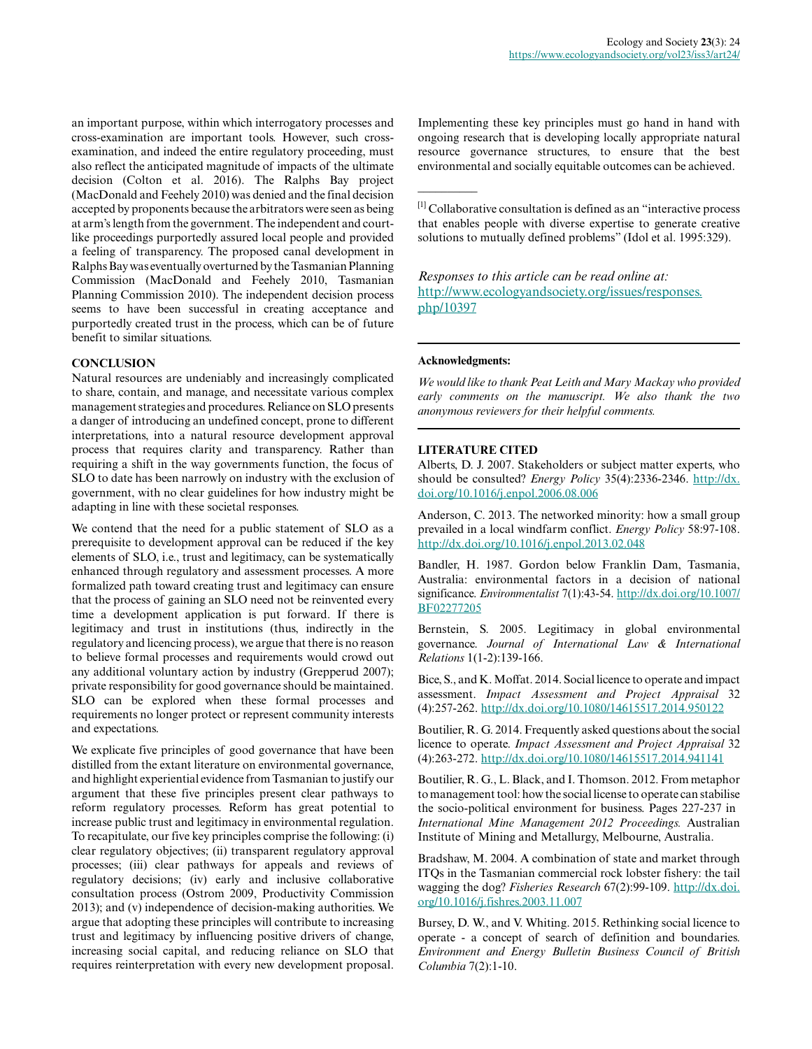an important purpose, within which interrogatory processes and cross-examination are important tools. However, such cross-examination, and indeed the entire regulatory proceeding, must also reflect the anticipated magnitude of impacts of the ultimate decision (Colton et al. 2016). The Ralphs Bay project (MacDonald and Feehely 2010) was denied and the final decision accepted by proponents because the arbitrators were seen as being at arm's length from the government. The independent and court-like proceedings purportedly assured local people and provided a feeling of transparency. The proposed canal development in Ralphs Bay was eventually overturned by the Tasmanian Planning Commission (MacDonald and Feehely 2010, Tasmanian Planning Commission 2010). The independent decision process seems to have been successful in creating acceptance and purportedly created trust in the process, which can be of future benefit to similar situations.

## CONCLUSION

Natural resources are undeniably and increasingly complicated to share, contain, and manage, and necessitate various complex management strategies and procedures. Reliance on SLO presents a danger of introducing an undefined concept, prone to different interpretations, into a natural resource development approval process that requires clarity and transparency. Rather than requiring a shift in the way governments function, the focus of SLO to date has been narrowly on industry with the exclusion of government, with no clear guidelines for how industry might be adapting in line with these societal responses.

We contend that the need for a public statement of SLO as a prerequisite to development approval can be reduced if the key elements of SLO, i.e., trust and legitimacy, can be systematically enhanced through regulatory and assessment processes. A more formalized path toward creating trust and legitimacy can ensure that the process of gaining an SLO need not be reinvented every time a development application is put forward. If there is legitimacy and trust in institutions (thus, indirectly in the regulatory and licencing process), we argue that there is no reason to believe formal processes and requirements would crowd out any additional voluntary action by industry (Grepperud 2007); private responsibility for good governance should be maintained. SLO can be explored when these formal processes and requirements no longer protect or represent community interests and expectations.

We explicate five principles of good governance that have been distilled from the extant literature on environmental governance, and highlight experiential evidence from Tasmanian to justify our argument that these five principles present clear pathways to reform regulatory processes. Reform has great potential to increase public trust and legitimacy in environmental regulation. To recapitulate, our five key principles comprise the following: (i) clear regulatory objectives; (ii) transparent regulatory approval processes; (iii) clear pathways for appeals and reviews of regulatory decisions; (iv) early and inclusive collaborative consultation process (Ostrom 2009, Productivity Commission 2013); and (v) independence of decision-making authorities. We argue that adopting these principles will contribute to increasing trust and legitimacy by influencing positive drivers of change, increasing social capital, and reducing reliance on SLO that requires reinterpretation with every new development proposal. Implementing these key principles must go hand in hand with ongoing research that is developing locally appropriate natural resource governance structures, to ensure that the best environmental and socially equitable outcomes can be achieved.

---

[1] Collaborative consultation is defined as an "interactive process that enables people with diverse expertise to generate creative solutions to mutually defined problems" (Idol et al. 1995:329).

*Responses to this article can be read online at:*
http://www.ecologyandsociety.org/issues/responses.php/10397

---

**Acknowledgments:**

*We would like to thank Peat Leith and Mary Mackay who provided early comments on the manuscript. We also thank the two anonymous reviewers for their helpful comments.*

---

## LITERATURE CITED

Alberts, D. J. 2007. Stakeholders or subject matter experts, who should be consulted? *Energy Policy* 35(4):2336-2346. http://dx.doi.org/10.1016/j.enpol.2006.08.006

Anderson, C. 2013. The networked minority: how a small group prevailed in a local windfarm conflict. *Energy Policy* 58:97-108. http://dx.doi.org/10.1016/j.enpol.2013.02.048

Bandler, H. 1987. Gordon below Franklin Dam, Tasmania, Australia: environmental factors in a decision of national significance. *Environmentalist* 7(1):43-54. http://dx.doi.org/10.1007/BF02277205

Bernstein, S. 2005. Legitimacy in global environmental governance. *Journal of International Law & International Relations* 1(1-2):139-166.

Bice, S., and K. Moffat. 2014. Social licence to operate and impact assessment. *Impact Assessment and Project Appraisal* 32 (4):257-262. http://dx.doi.org/10.1080/14615517.2014.950122

Boutilier, R. G. 2014. Frequently asked questions about the social licence to operate. *Impact Assessment and Project Appraisal* 32 (4):263-272. http://dx.doi.org/10.1080/14615517.2014.941141

Boutilier, R. G., L. Black, and I. Thomson. 2012. From metaphor to management tool: how the social license to operate can stabilise the socio-political environment for business. Pages 227-237 in *International Mine Management 2012 Proceedings.* Australian Institute of Mining and Metallurgy, Melbourne, Australia.

Bradshaw, M. 2004. A combination of state and market through ITQs in the Tasmanian commercial rock lobster fishery: the tail wagging the dog? *Fisheries Research* 67(2):99-109. http://dx.doi.org/10.1016/j.fishres.2003.11.007

Bursey, D. W., and V. Whiting. 2015. Rethinking social licence to operate - a concept of search of definition and boundaries. *Environment and Energy Bulletin Business Council of British Columbia* 7(2):1-10.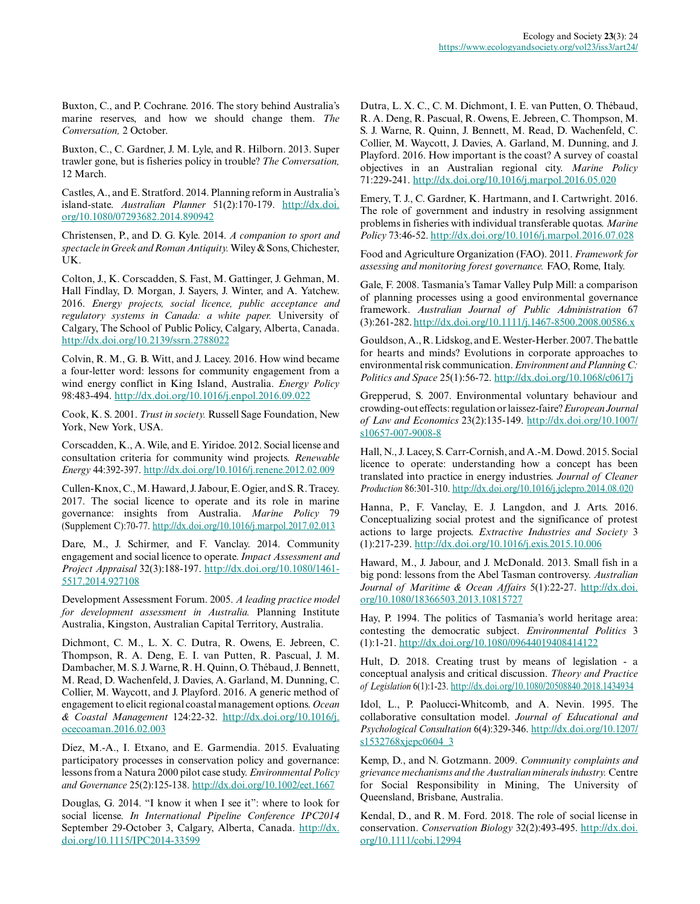Buxton, C., and P. Cochrane. 2016. The story behind Australia's marine reserves, and how we should change them. *The Conversation,* 2 October.

Buxton, C., C. Gardner, J. M. Lyle, and R. Hilborn. 2013. Super trawler gone, but is fisheries policy in trouble? *The Conversation,* 12 March.

Castles, A., and E. Stratford. 2014. Planning reform in Australia's island-state. *Australian Planner* 51(2):170-179. http://dx.doi.org/10.1080/07293682.2014.890942

Christensen, P., and D. G. Kyle. 2014. *A companion to sport and spectacle in Greek and Roman Antiquity.* Wiley & Sons, Chichester, UK.

Colton, J., K. Corscadden, S. Fast, M. Gattinger, J. Gehman, M. Hall Findlay, D. Morgan, J. Sayers, J. Winter, and A. Yatchew. 2016. *Energy projects, social licence, public acceptance and regulatory systems in Canada: a white paper.* University of Calgary, The School of Public Policy, Calgary, Alberta, Canada. http://dx.doi.org/10.2139/ssrn.2788022

Colvin, R. M., G. B. Witt, and J. Lacey. 2016. How wind became a four-letter word: lessons for community engagement from a wind energy conflict in King Island, Australia. *Energy Policy* 98:483-494. http://dx.doi.org/10.1016/j.enpol.2016.09.022

Cook, K. S. 2001. *Trust in society.* Russell Sage Foundation, New York, New York, USA.

Corscadden, K., A. Wile, and E. Yiridoe. 2012. Social license and consultation criteria for community wind projects. *Renewable Energy* 44:392-397. http://dx.doi.org/10.1016/j.renene.2012.02.009

Cullen-Knox, C., M. Haward, J. Jabour, E. Ogier, and S. R. Tracey. 2017. The social licence to operate and its role in marine governance: insights from Australia. *Marine Policy* 79 (Supplement C):70-77. http://dx.doi.org/10.1016/j.marpol.2017.02.013

Dare, M., J. Schirmer, and F. Vanclay. 2014. Community engagement and social licence to operate. *Impact Assessment and Project Appraisal* 32(3):188-197. http://dx.doi.org/10.1080/14615517.2014.927108

Development Assessment Forum. 2005. *A leading practice model for development assessment in Australia.* Planning Institute Australia, Kingston, Australian Capital Territory, Australia.

Dichmont, C. M., L. X. C. Dutra, R. Owens, E. Jebreen, C. Thompson, R. A. Deng, E. I. van Putten, R. Pascual, J. M. Dambacher, M. S. J. Warne, R. H. Quinn, O. Thébaud, J. Bennett, M. Read, D. Wachenfeld, J. Davies, A. Garland, M. Dunning, C. Collier, M. Waycott, and J. Playford. 2016. A generic method of engagement to elicit regional coastal management options. *Ocean & Coastal Management* 124:22-32. http://dx.doi.org/10.1016/j.ocecoaman.2016.02.003

Díez, M.-A., I. Etxano, and E. Garmendia. 2015. Evaluating participatory processes in conservation policy and governance: lessons from a Natura 2000 pilot case study. *Environmental Policy and Governance* 25(2):125-138. http://dx.doi.org/10.1002/eet.1667

Douglas, G. 2014. "I know it when I see it": where to look for social license. *In International Pipeline Conference IPC2014* September 29-October 3, Calgary, Alberta, Canada. http://dx.doi.org/10.1115/IPC2014-33599

Dutra, L. X. C., C. M. Dichmont, I. E. van Putten, O. Thébaud, R. A. Deng, R. Pascual, R. Owens, E. Jebreen, C. Thompson, M. S. J. Warne, R. Quinn, J. Bennett, M. Read, D. Wachenfeld, C. Collier, M. Waycott, J. Davies, A. Garland, M. Dunning, and J. Playford. 2016. How important is the coast? A survey of coastal objectives in an Australian regional city. *Marine Policy* 71:229-241. http://dx.doi.org/10.1016/j.marpol.2016.05.020

Emery, T. J., C. Gardner, K. Hartmann, and I. Cartwright. 2016. The role of government and industry in resolving assignment problems in fisheries with individual transferable quotas. *Marine Policy* 73:46-52. http://dx.doi.org/10.1016/j.marpol.2016.07.028

Food and Agriculture Organization (FAO). 2011. *Framework for assessing and monitoring forest governance.* FAO, Rome, Italy.

Gale, F. 2008. Tasmania's Tamar Valley Pulp Mill: a comparison of planning processes using a good environmental governance framework. *Australian Journal of Public Administration* 67 (3):261-282. http://dx.doi.org/10.1111/j.1467-8500.2008.00586.x

Gouldson, A., R. Lidskog, and E. Wester-Herber. 2007. The battle for hearts and minds? Evolutions in corporate approaches to environmental risk communication. *Environment and Planning C: Politics and Space* 25(1):56-72. http://dx.doi.org/10.1068/c0617j

Grepperud, S. 2007. Environmental voluntary behaviour and crowding-out effects: regulation or laissez-faire? *European Journal of Law and Economics* 23(2):135-149. http://dx.doi.org/10.1007/s10657-007-9008-8

Hall, N., J. Lacey, S. Carr-Cornish, and A.-M. Dowd. 2015. Social licence to operate: understanding how a concept has been translated into practice in energy industries. *Journal of Cleaner Production* 86:301-310. http://dx.doi.org/10.1016/j.jclepro.2014.08.020

Hanna, P., F. Vanclay, E. J. Langdon, and J. Arts. 2016. Conceptualizing social protest and the significance of protest actions to large projects. *Extractive Industries and Society* 3 (1):217-239. http://dx.doi.org/10.1016/j.exis.2015.10.006

Haward, M., J. Jabour, and J. McDonald. 2013. Small fish in a big pond: lessons from the Abel Tasman controversy. *Australian Journal of Maritime & Ocean Affairs* 5(1):22-27. http://dx.doi.org/10.1080/18366503.2013.10815727

Hay, P. 1994. The politics of Tasmania's world heritage area: contesting the democratic subject. *Environmental Politics* 3 (1):1-21. http://dx.doi.org/10.1080/09644019408414122

Hult, D. 2018. Creating trust by means of legislation - a conceptual analysis and critical discussion. *Theory and Practice of Legislation* 6(1):1-23. http://dx.doi.org/10.1080/20508840.2018.1434934

Idol, L., P. Paolucci-Whitcomb, and A. Nevin. 1995. The collaborative consultation model. *Journal of Educational and Psychological Consultation* 6(4):329-346. http://dx.doi.org/10.1207/s1532768xjepc0604_3

Kemp, D., and N. Gotzmann. 2009. *Community complaints and grievance mechanisms and the Australian minerals industry.* Centre for Social Responsibility in Mining, The University of Queensland, Brisbane, Australia.

Kendal, D., and R. M. Ford. 2018. The role of social license in conservation. *Conservation Biology* 32(2):493-495. http://dx.doi.org/10.1111/cobi.12994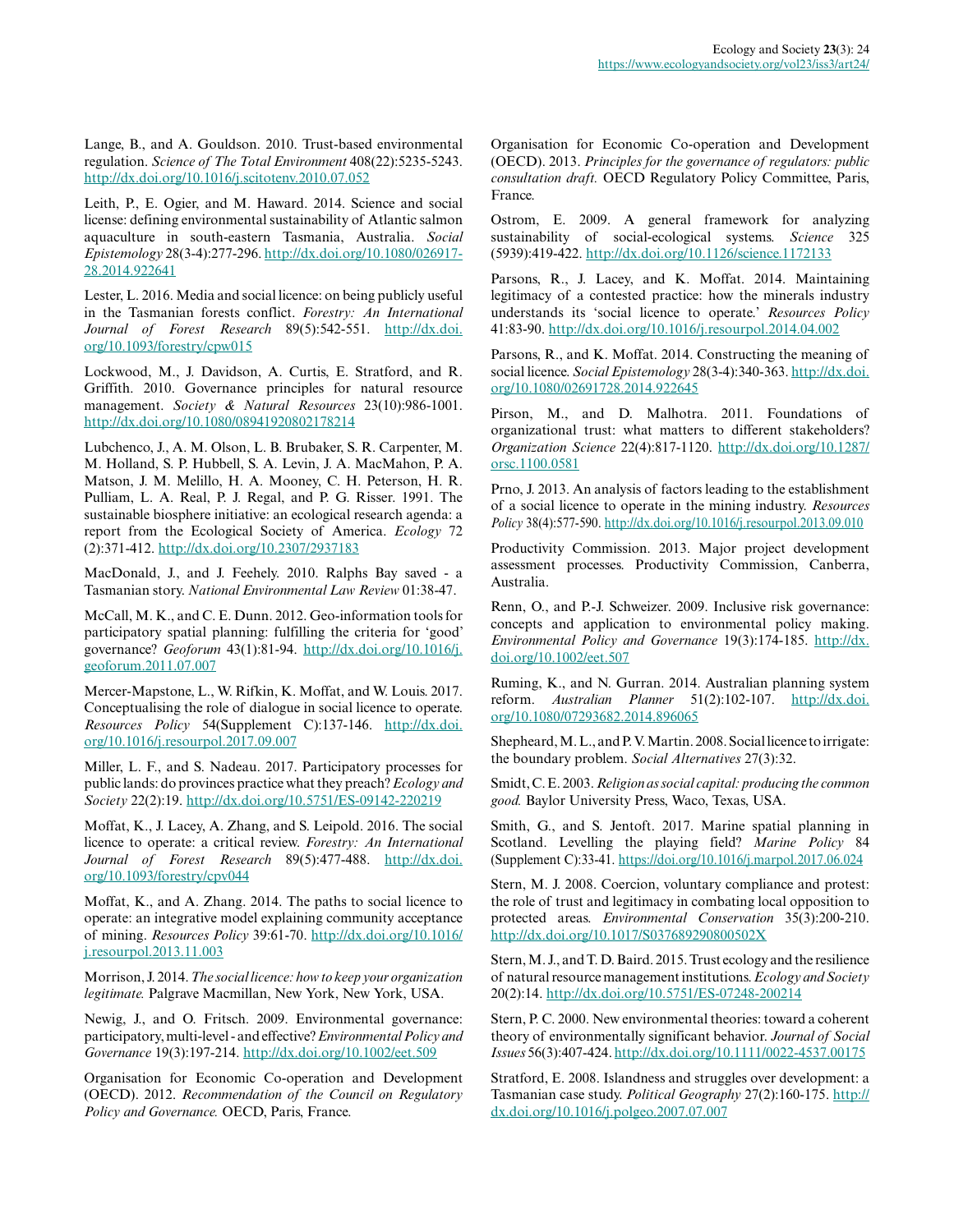Lange, B., and A. Gouldson. 2010. Trust-based environmental regulation. *Science of The Total Environment* 408(22):5235-5243. http://dx.doi.org/10.1016/j.scitotenv.2010.07.052

Leith, P., E. Ogier, and M. Haward. 2014. Science and social license: defining environmental sustainability of Atlantic salmon aquaculture in south-eastern Tasmania, Australia. *Social Epistemology* 28(3-4):277-296. http://dx.doi.org/10.1080/02691728.2014.922641

Lester, L. 2016. Media and social licence: on being publicly useful in the Tasmanian forests conflict. *Forestry: An International Journal of Forest Research* 89(5):542-551. http://dx.doi.org/10.1093/forestry/cpw015

Lockwood, M., J. Davidson, A. Curtis, E. Stratford, and R. Griffith. 2010. Governance principles for natural resource management. *Society & Natural Resources* 23(10):986-1001. http://dx.doi.org/10.1080/08941920802178214

Lubchenco, J., A. M. Olson, L. B. Brubaker, S. R. Carpenter, M. M. Holland, S. P. Hubbell, S. A. Levin, J. A. MacMahon, P. A. Matson, J. M. Melillo, H. A. Mooney, C. H. Peterson, H. R. Pulliam, L. A. Real, P. J. Regal, and P. G. Risser. 1991. The sustainable biosphere initiative: an ecological research agenda: a report from the Ecological Society of America. *Ecology* 72(2):371-412. http://dx.doi.org/10.2307/2937183

MacDonald, J., and J. Feehely. 2010. Ralphs Bay saved - a Tasmanian story. *National Environmental Law Review* 01:38-47.

McCall, M. K., and C. E. Dunn. 2012. Geo-information tools for participatory spatial planning: fulfilling the criteria for 'good' governance? *Geoforum* 43(1):81-94. http://dx.doi.org/10.1016/j.geoforum.2011.07.007

Mercer-Mapstone, L., W. Rifkin, K. Moffat, and W. Louis. 2017. Conceptualising the role of dialogue in social licence to operate. *Resources Policy* 54(Supplement C):137-146. http://dx.doi.org/10.1016/j.resourpol.2017.09.007

Miller, L. F., and S. Nadeau. 2017. Participatory processes for public lands: do provinces practice what they preach? *Ecology and Society* 22(2):19. http://dx.doi.org/10.5751/ES-09142-220219

Moffat, K., J. Lacey, A. Zhang, and S. Leipold. 2016. The social licence to operate: a critical review. *Forestry: An International Journal of Forest Research* 89(5):477-488. http://dx.doi.org/10.1093/forestry/cpv044

Moffat, K., and A. Zhang. 2014. The paths to social licence to operate: an integrative model explaining community acceptance of mining. *Resources Policy* 39:61-70. http://dx.doi.org/10.1016/j.resourpol.2013.11.003

Morrison, J. 2014. *The social licence: how to keep your organization legitimate.* Palgrave Macmillan, New York, New York, USA.

Newig, J., and O. Fritsch. 2009. Environmental governance: participatory, multi-level - and effective? *Environmental Policy and Governance* 19(3):197-214. http://dx.doi.org/10.1002/eet.509

Organisation for Economic Co-operation and Development (OECD). 2012. *Recommendation of the Council on Regulatory Policy and Governance.* OECD, Paris, France.

Organisation for Economic Co-operation and Development (OECD). 2013. *Principles for the governance of regulators: public consultation draft.* OECD Regulatory Policy Committee, Paris, France.

Ostrom, E. 2009. A general framework for analyzing sustainability of social-ecological systems. *Science* 325(5939):419-422. http://dx.doi.org/10.1126/science.1172133

Parsons, R., J. Lacey, and K. Moffat. 2014. Maintaining legitimacy of a contested practice: how the minerals industry understands its 'social licence to operate.' *Resources Policy* 41:83-90. http://dx.doi.org/10.1016/j.resourpol.2014.04.002

Parsons, R., and K. Moffat. 2014. Constructing the meaning of social licence. *Social Epistemology* 28(3-4):340-363. http://dx.doi.org/10.1080/02691728.2014.922645

Pirson, M., and D. Malhotra. 2011. Foundations of organizational trust: what matters to different stakeholders? *Organization Science* 22(4):817-1120. http://dx.doi.org/10.1287/orsc.1100.0581

Prno, J. 2013. An analysis of factors leading to the establishment of a social licence to operate in the mining industry. *Resources Policy* 38(4):577-590. http://dx.doi.org/10.1016/j.resourpol.2013.09.010

Productivity Commission. 2013. Major project development assessment processes. Productivity Commission, Canberra, Australia.

Renn, O., and P.-J. Schweizer. 2009. Inclusive risk governance: concepts and application to environmental policy making. *Environmental Policy and Governance* 19(3):174-185. http://dx.doi.org/10.1002/eet.507

Ruming, K., and N. Gurran. 2014. Australian planning system reform. *Australian Planner* 51(2):102-107. http://dx.doi.org/10.1080/07293682.2014.896065

Shepheard, M. L., and P. V. Martin. 2008. Social licence to irrigate: the boundary problem. *Social Alternatives* 27(3):32.

Smidt, C. E. 2003. *Religion as social capital: producing the common good.* Baylor University Press, Waco, Texas, USA.

Smith, G., and S. Jentoft. 2017. Marine spatial planning in Scotland. Levelling the playing field? *Marine Policy* 84(Supplement C):33-41. https://doi.org/10.1016/j.marpol.2017.06.024

Stern, M. J. 2008. Coercion, voluntary compliance and protest: the role of trust and legitimacy in combating local opposition to protected areas. *Environmental Conservation* 35(3):200-210. http://dx.doi.org/10.1017/S037689290800502X

Stern, M. J., and T. D. Baird. 2015. Trust ecology and the resilience of natural resource management institutions. *Ecology and Society* 20(2):14. http://dx.doi.org/10.5751/ES-07248-200214

Stern, P. C. 2000. New environmental theories: toward a coherent theory of environmentally significant behavior. *Journal of Social Issues* 56(3):407-424. http://dx.doi.org/10.1111/0022-4537.00175

Stratford, E. 2008. Islandness and struggles over development: a Tasmanian case study. *Political Geography* 27(2):160-175. http://dx.doi.org/10.1016/j.polgeo.2007.07.007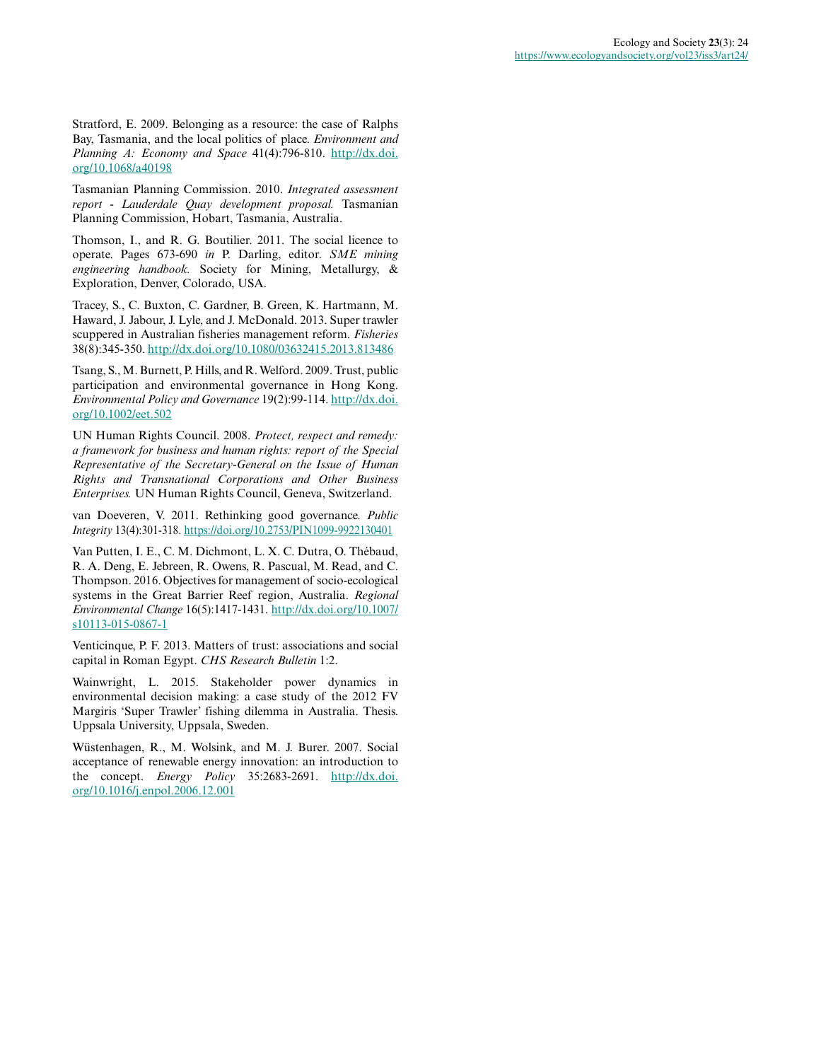Stratford, E. 2009. Belonging as a resource: the case of Ralphs Bay, Tasmania, and the local politics of place. *Environment and Planning A: Economy and Space* 41(4):796-810. http://dx.doi.org/10.1068/a40198

Tasmanian Planning Commission. 2010. *Integrated assessment report - Lauderdale Quay development proposal.* Tasmanian Planning Commission, Hobart, Tasmania, Australia.

Thomson, I., and R. G. Boutilier. 2011. The social licence to operate. Pages 673-690 *in* P. Darling, editor. *SME mining engineering handbook.* Society for Mining, Metallurgy, & Exploration, Denver, Colorado, USA.

Tracey, S., C. Buxton, C. Gardner, B. Green, K. Hartmann, M. Haward, J. Jabour, J. Lyle, and J. McDonald. 2013. Super trawler scuppered in Australian fisheries management reform. *Fisheries* 38(8):345-350. http://dx.doi.org/10.1080/03632415.2013.813486

Tsang, S., M. Burnett, P. Hills, and R. Welford. 2009. Trust, public participation and environmental governance in Hong Kong. *Environmental Policy and Governance* 19(2):99-114. http://dx.doi.org/10.1002/eet.502

UN Human Rights Council. 2008. *Protect, respect and remedy: a framework for business and human rights: report of the Special Representative of the Secretary-General on the Issue of Human Rights and Transnational Corporations and Other Business Enterprises.* UN Human Rights Council, Geneva, Switzerland.

van Doeveren, V. 2011. Rethinking good governance. *Public Integrity* 13(4):301-318. https://doi.org/10.2753/PIN1099-9922130401

Van Putten, I. E., C. M. Dichmont, L. X. C. Dutra, O. Thébaud, R. A. Deng, E. Jebreen, R. Owens, R. Pascual, M. Read, and C. Thompson. 2016. Objectives for management of socio-ecological systems in the Great Barrier Reef region, Australia. *Regional Environmental Change* 16(5):1417-1431. http://dx.doi.org/10.1007/s10113-015-0867-1

Venticinque, P. F. 2013. Matters of trust: associations and social capital in Roman Egypt. *CHS Research Bulletin* 1:2.

Wainwright, L. 2015. Stakeholder power dynamics in environmental decision making: a case study of the 2012 FV Margiris 'Super Trawler' fishing dilemma in Australia. Thesis. Uppsala University, Uppsala, Sweden.

Wüstenhagen, R., M. Wolsink, and M. J. Burer. 2007. Social acceptance of renewable energy innovation: an introduction to the concept. *Energy Policy* 35:2683-2691. http://dx.doi.org/10.1016/j.enpol.2006.12.001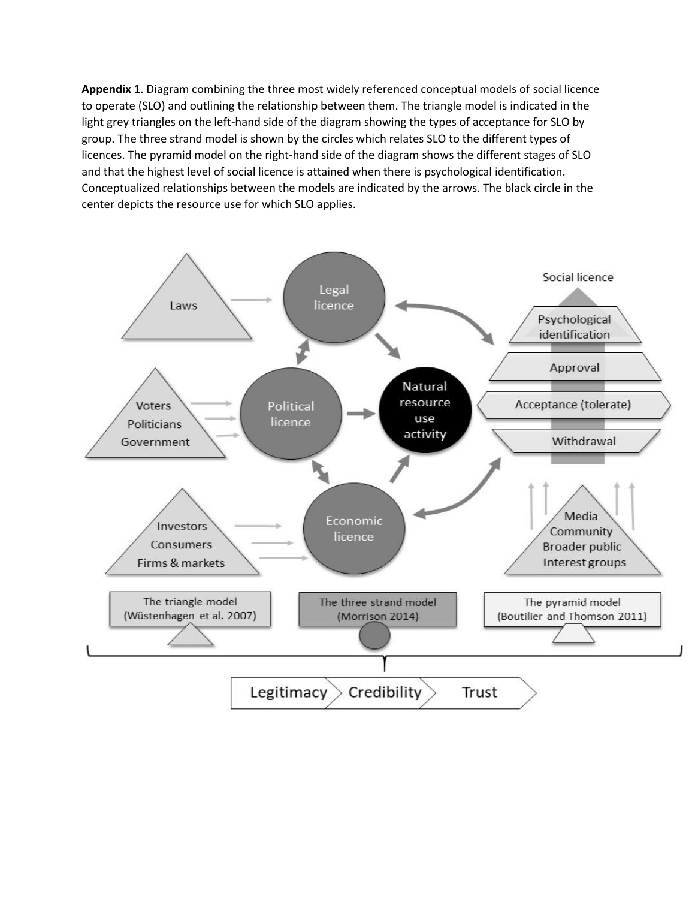**Appendix 1**. Diagram combining the three most widely referenced conceptual models of social licence to operate (SLO) and outlining the relationship between them. The triangle model is indicated in the light grey triangles on the left-hand side of the diagram showing the types of acceptance for SLO by group. The three strand model is shown by the circles which relates SLO to the different types of licences. The pyramid model on the right-hand side of the diagram shows the different stages of SLO and that the highest level of social licence is attained when there is psychological identification. Conceptualized relationships between the models are indicated by the arrows. The black circle in the center depicts the resource use for which SLO applies.

Laws

Voters
Politicians
Government

Investors
Consumers
Firms & markets

Legal licence

Political licence

Economic licence

Natural resource use activity

Social licence

Psychological identification

Approval

Acceptance (tolerate)

Withdrawal

Media
Community
Broader public
Interest groups

The triangle model (Wüstenhagen et al. 2007)

The three strand model (Morrison 2014)

The pyramid model (Boutilier and Thomson 2011)

Legitimacy

Credibility

Trust